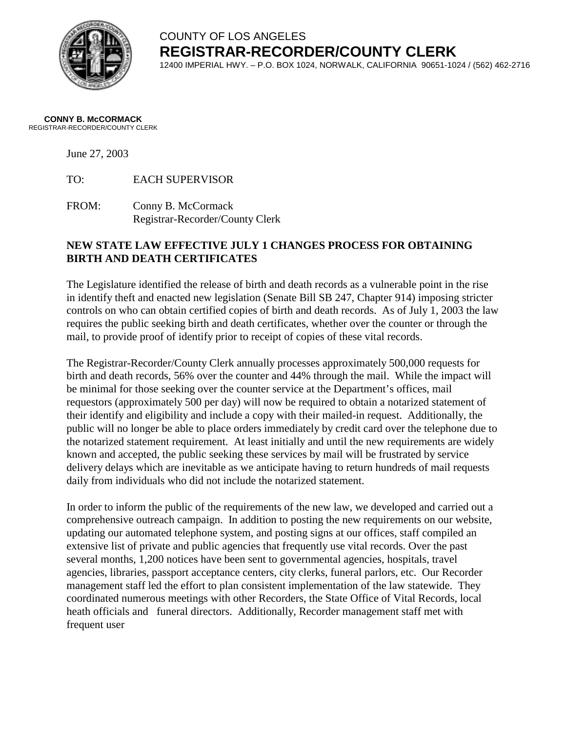COUNTY OF LOS ANGELES

**REGISTRAR-RECORDER/COUNTY CLERK**

12400 IMPERIAL HWY. – P.O. BOX 1024, NORWALK, CALIFORNIA 90651-1024 / (562) 462-2716

**CONNY B. McCORMACK**
REGISTRAR-RECORDER/COUNTY CLERK

June 27, 2003

TO: EACH SUPERVISOR

FROM: Conny B. McCormack
Registrar-Recorder/County Clerk

**NEW STATE LAW EFFECTIVE JULY 1 CHANGES PROCESS FOR OBTAINING BIRTH AND DEATH CERTIFICATES**

The Legislature identified the release of birth and death records as a vulnerable point in the rise in identify theft and enacted new legislation (Senate Bill SB 247, Chapter 914) imposing stricter controls on who can obtain certified copies of birth and death records. As of July 1, 2003 the law requires the public seeking birth and death certificates, whether over the counter or through the mail, to provide proof of identify prior to receipt of copies of these vital records.

The Registrar-Recorder/County Clerk annually processes approximately 500,000 requests for birth and death records, 56% over the counter and 44% through the mail. While the impact will be minimal for those seeking over the counter service at the Department's offices, mail requestors (approximately 500 per day) will now be required to obtain a notarized statement of their identify and eligibility and include a copy with their mailed-in request. Additionally, the public will no longer be able to place orders immediately by credit card over the telephone due to the notarized statement requirement. At least initially and until the new requirements are widely known and accepted, the public seeking these services by mail will be frustrated by service delivery delays which are inevitable as we anticipate having to return hundreds of mail requests daily from individuals who did not include the notarized statement.

In order to inform the public of the requirements of the new law, we developed and carried out a comprehensive outreach campaign. In addition to posting the new requirements on our website, updating our automated telephone system, and posting signs at our offices, staff compiled an extensive list of private and public agencies that frequently use vital records. Over the past several months, 1,200 notices have been sent to governmental agencies, hospitals, travel agencies, libraries, passport acceptance centers, city clerks, funeral parlors, etc. Our Recorder management staff led the effort to plan consistent implementation of the law statewide. They coordinated numerous meetings with other Recorders, the State Office of Vital Records, local heath officials and funeral directors. Additionally, Recorder management staff met with frequent user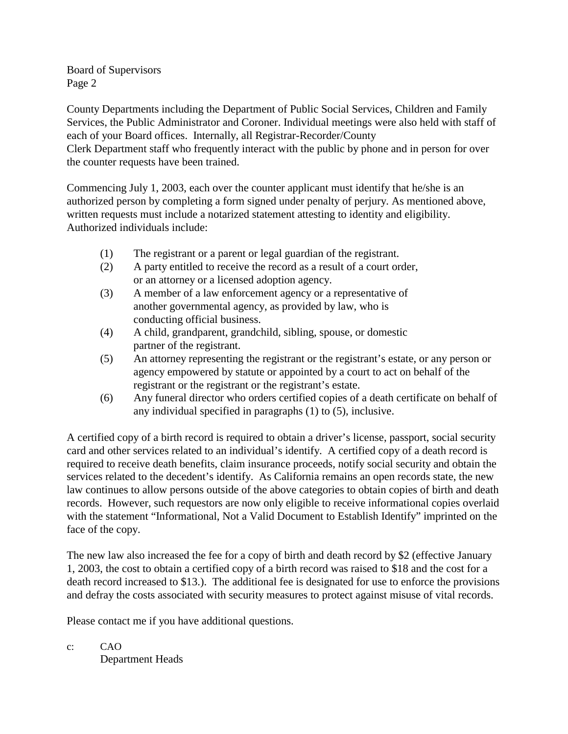County Departments including the Department of Public Social Services, Children and Family Services, the Public Administrator and Coroner. Individual meetings were also held with staff of each of your Board offices. Internally, all Registrar-Recorder/County Clerk Department staff who frequently interact with the public by phone and in person for over the counter requests have been trained.

Commencing July 1, 2003, each over the counter applicant must identify that he/she is an authorized person by completing a form signed under penalty of perjury. As mentioned above, written requests must include a notarized statement attesting to identity and eligibility. Authorized individuals include:

(1) The registrant or a parent or legal guardian of the registrant.
(2) A party entitled to receive the record as a result of a court order, or an attorney or a licensed adoption agency.
(3) A member of a law enforcement agency or a representative of another governmental agency, as provided by law, who is conducting official business.
(4) A child, grandparent, grandchild, sibling, spouse, or domestic partner of the registrant.
(5) An attorney representing the registrant or the registrant's estate, or any person or agency empowered by statute or appointed by a court to act on behalf of the registrant or the registrant or the registrant's estate.
(6) Any funeral director who orders certified copies of a death certificate on behalf of any individual specified in paragraphs (1) to (5), inclusive.

A certified copy of a birth record is required to obtain a driver's license, passport, social security card and other services related to an individual's identify. A certified copy of a death record is required to receive death benefits, claim insurance proceeds, notify social security and obtain the services related to the decedent's identify. As California remains an open records state, the new law continues to allow persons outside of the above categories to obtain copies of birth and death records. However, such requestors are now only eligible to receive informational copies overlaid with the statement "Informational, Not a Valid Document to Establish Identify" imprinted on the face of the copy.

The new law also increased the fee for a copy of birth and death record by $2 (effective January 1, 2003, the cost to obtain a certified copy of a birth record was raised to $18 and the cost for a death record increased to $13.). The additional fee is designated for use to enforce the provisions and defray the costs associated with security measures to protect against misuse of vital records.

Please contact me if you have additional questions.

c: CAO
Department Heads